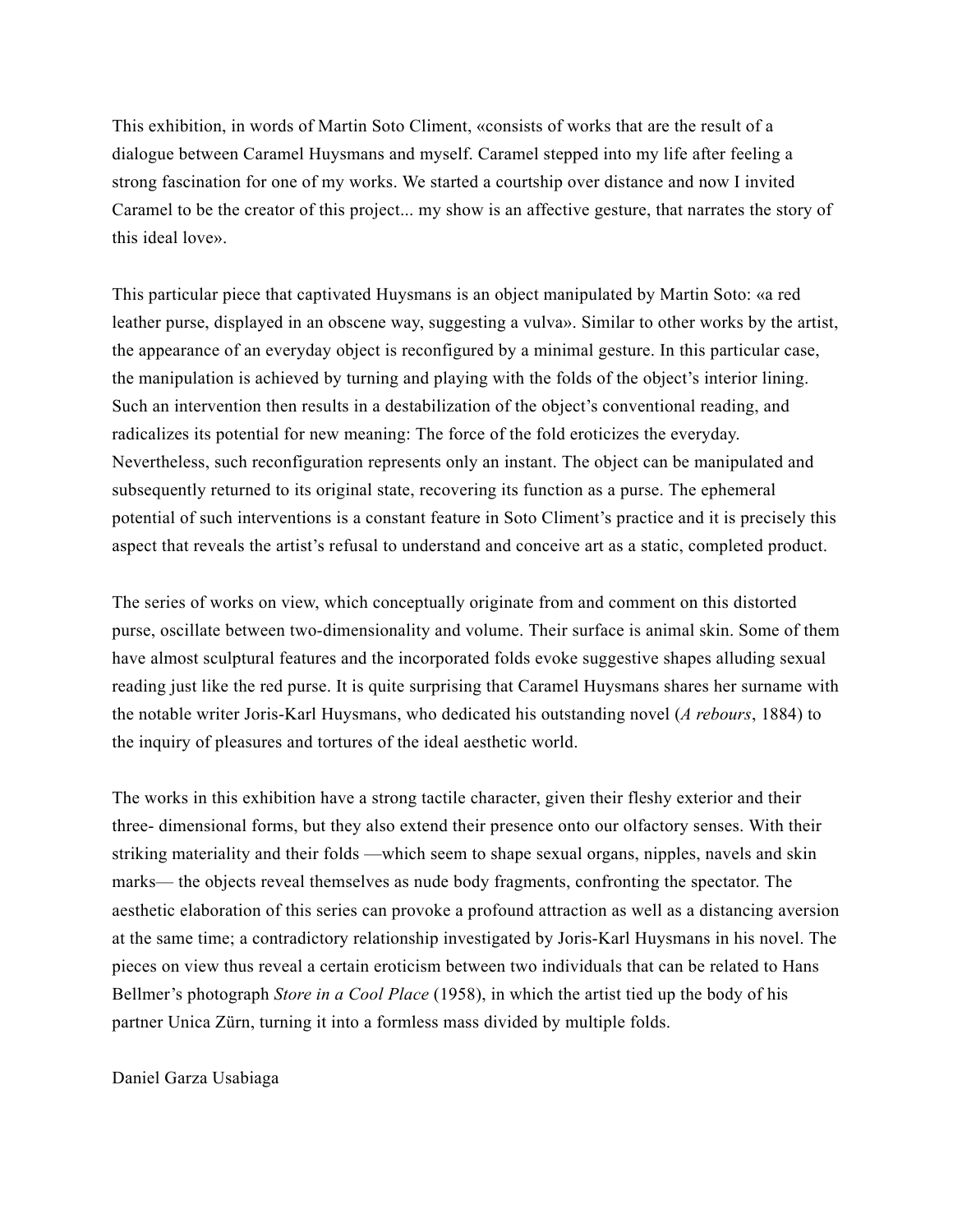This exhibition, in words of Martin Soto Climent, «consists of works that are the result of a dialogue between Caramel Huysmans and myself. Caramel stepped into my life after feeling a strong fascination for one of my works. We started a courtship over distance and now I invited Caramel to be the creator of this project... my show is an affective gesture, that narrates the story of this ideal love».

This particular piece that captivated Huysmans is an object manipulated by Martin Soto: «a red leather purse, displayed in an obscene way, suggesting a vulva». Similar to other works by the artist, the appearance of an everyday object is reconfigured by a minimal gesture. In this particular case, the manipulation is achieved by turning and playing with the folds of the object's interior lining. Such an intervention then results in a destabilization of the object's conventional reading, and radicalizes its potential for new meaning: The force of the fold eroticizes the everyday. Nevertheless, such reconfiguration represents only an instant. The object can be manipulated and subsequently returned to its original state, recovering its function as a purse. The ephemeral potential of such interventions is a constant feature in Soto Climent's practice and it is precisely this aspect that reveals the artist's refusal to understand and conceive art as a static, completed product.

The series of works on view, which conceptually originate from and comment on this distorted purse, oscillate between two-dimensionality and volume. Their surface is animal skin. Some of them have almost sculptural features and the incorporated folds evoke suggestive shapes alluding sexual reading just like the red purse. It is quite surprising that Caramel Huysmans shares her surname with the notable writer Joris-Karl Huysmans, who dedicated his outstanding novel (*A rebours*, 1884) to the inquiry of pleasures and tortures of the ideal aesthetic world.

The works in this exhibition have a strong tactile character, given their fleshy exterior and their three- dimensional forms, but they also extend their presence onto our olfactory senses. With their striking materiality and their folds —which seem to shape sexual organs, nipples, navels and skin marks— the objects reveal themselves as nude body fragments, confronting the spectator. The aesthetic elaboration of this series can provoke a profound attraction as well as a distancing aversion at the same time; a contradictory relationship investigated by Joris-Karl Huysmans in his novel. The pieces on view thus reveal a certain eroticism between two individuals that can be related to Hans Bellmer's photograph *Store in a Cool Place* (1958), in which the artist tied up the body of his partner Unica Zürn, turning it into a formless mass divided by multiple folds.

Daniel Garza Usabiaga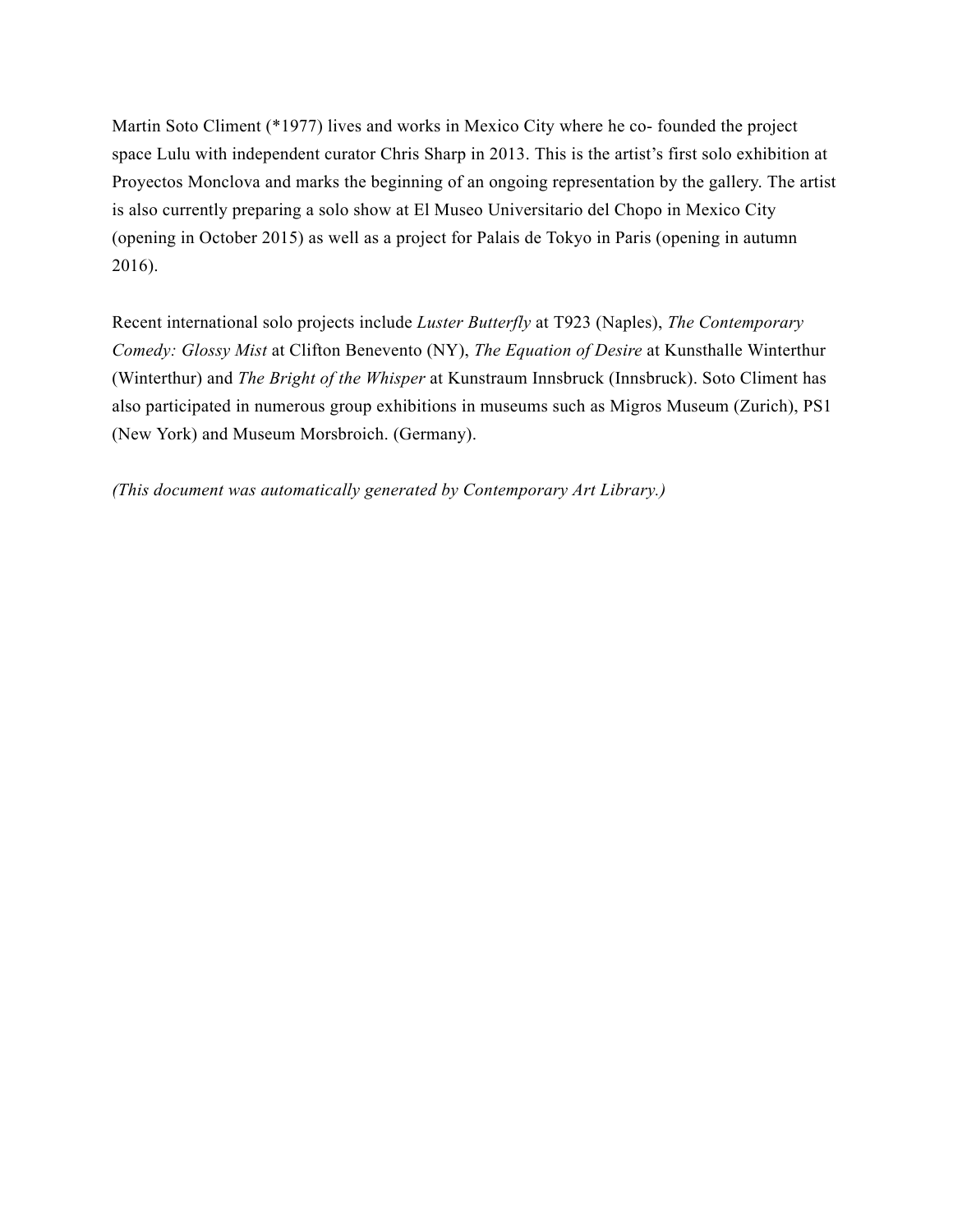Martin Soto Climent (*1977) lives and works in Mexico City where he co- founded the project space Lulu with independent curator Chris Sharp in 2013. This is the artist's first solo exhibition at Proyectos Monclova and marks the beginning of an ongoing representation by the gallery. The artist is also currently preparing a solo show at El Museo Universitario del Chopo in Mexico City (opening in October 2015) as well as a project for Palais de Tokyo in Paris (opening in autumn 2016).

Recent international solo projects include *Luster Butterfly* at T923 (Naples), *The Contemporary Comedy: Glossy Mist* at Clifton Benevento (NY), *The Equation of Desire* at Kunsthalle Winterthur (Winterthur) and *The Bright of the Whisper* at Kunstraum Innsbruck (Innsbruck). Soto Climent has also participated in numerous group exhibitions in museums such as Migros Museum (Zurich), PS1 (New York) and Museum Morsbroich. (Germany).

*(This document was automatically generated by Contemporary Art Library.)*